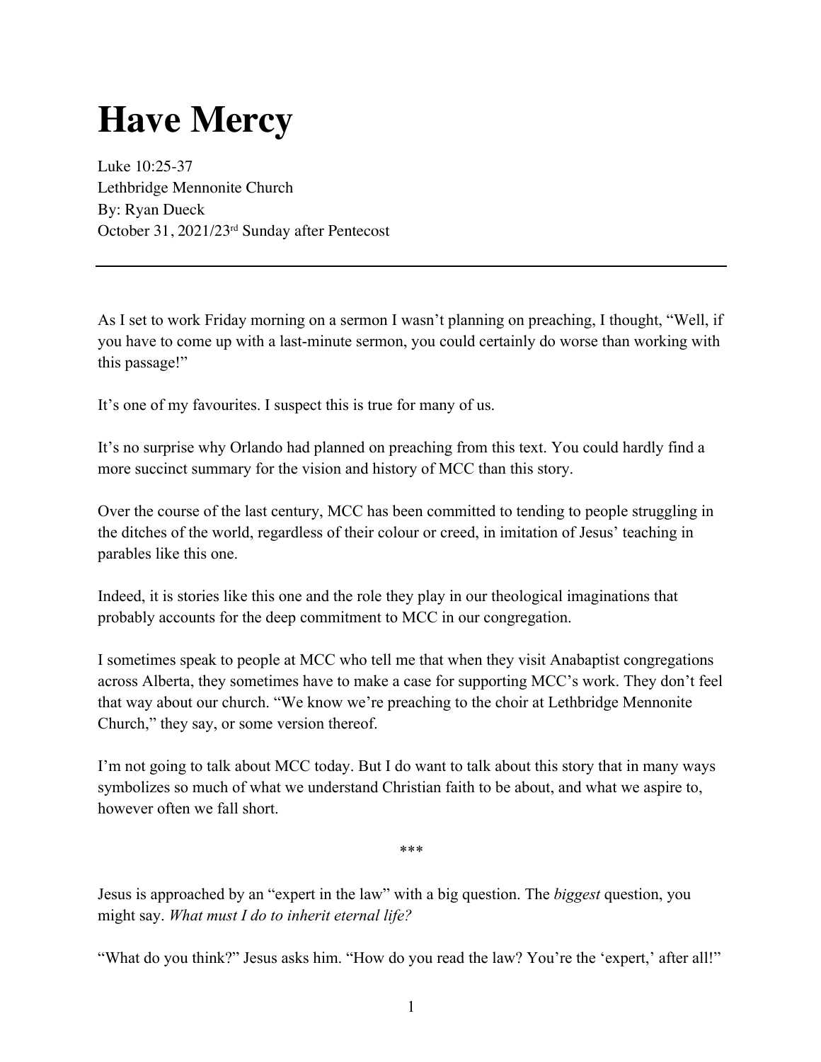# Have Mercy

Luke 10:25-37
Lethbridge Mennonite Church
By: Ryan Dueck
October 31, 2021/23rd Sunday after Pentecost

---

As I set to work Friday morning on a sermon I wasn't planning on preaching, I thought, "Well, if you have to come up with a last-minute sermon, you could certainly do worse than working with this passage!"

It's one of my favourites. I suspect this is true for many of us.

It's no surprise why Orlando had planned on preaching from this text. You could hardly find a more succinct summary for the vision and history of MCC than this story.

Over the course of the last century, MCC has been committed to tending to people struggling in the ditches of the world, regardless of their colour or creed, in imitation of Jesus' teaching in parables like this one.

Indeed, it is stories like this one and the role they play in our theological imaginations that probably accounts for the deep commitment to MCC in our congregation.

I sometimes speak to people at MCC who tell me that when they visit Anabaptist congregations across Alberta, they sometimes have to make a case for supporting MCC's work. They don't feel that way about our church. "We know we're preaching to the choir at Lethbridge Mennonite Church," they say, or some version thereof.

I'm not going to talk about MCC today. But I do want to talk about this story that in many ways symbolizes so much of what we understand Christian faith to be about, and what we aspire to, however often we fall short.

***

Jesus is approached by an "expert in the law" with a big question. The *biggest* question, you might say. *What must I do to inherit eternal life?*

"What do you think?" Jesus asks him. "How do you read the law? You're the 'expert,' after all!"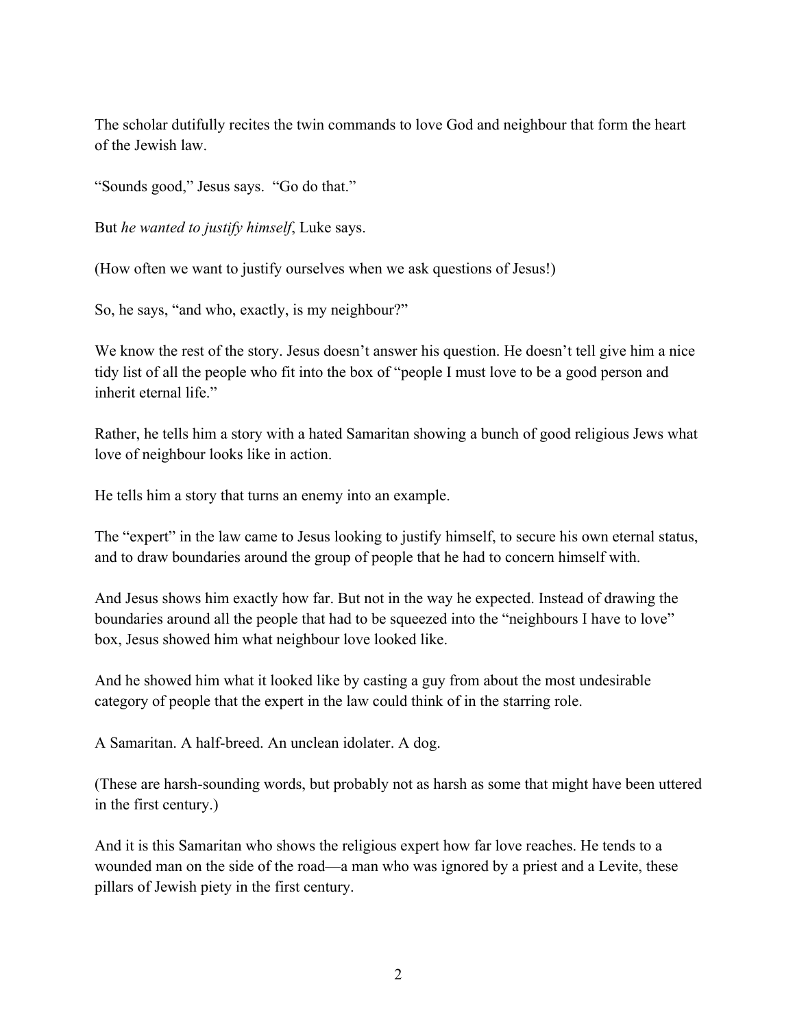The scholar dutifully recites the twin commands to love God and neighbour that form the heart of the Jewish law.

"Sounds good," Jesus says. "Go do that."

But *he wanted to justify himself*, Luke says.

(How often we want to justify ourselves when we ask questions of Jesus!)

So, he says, "and who, exactly, is my neighbour?"

We know the rest of the story. Jesus doesn't answer his question. He doesn't tell give him a nice tidy list of all the people who fit into the box of "people I must love to be a good person and inherit eternal life."

Rather, he tells him a story with a hated Samaritan showing a bunch of good religious Jews what love of neighbour looks like in action.

He tells him a story that turns an enemy into an example.

The "expert" in the law came to Jesus looking to justify himself, to secure his own eternal status, and to draw boundaries around the group of people that he had to concern himself with.

And Jesus shows him exactly how far. But not in the way he expected. Instead of drawing the boundaries around all the people that had to be squeezed into the "neighbours I have to love" box, Jesus showed him what neighbour love looked like.

And he showed him what it looked like by casting a guy from about the most undesirable category of people that the expert in the law could think of in the starring role.

A Samaritan. A half-breed. An unclean idolater. A dog.

(These are harsh-sounding words, but probably not as harsh as some that might have been uttered in the first century.)

And it is this Samaritan who shows the religious expert how far love reaches. He tends to a wounded man on the side of the road—a man who was ignored by a priest and a Levite, these pillars of Jewish piety in the first century.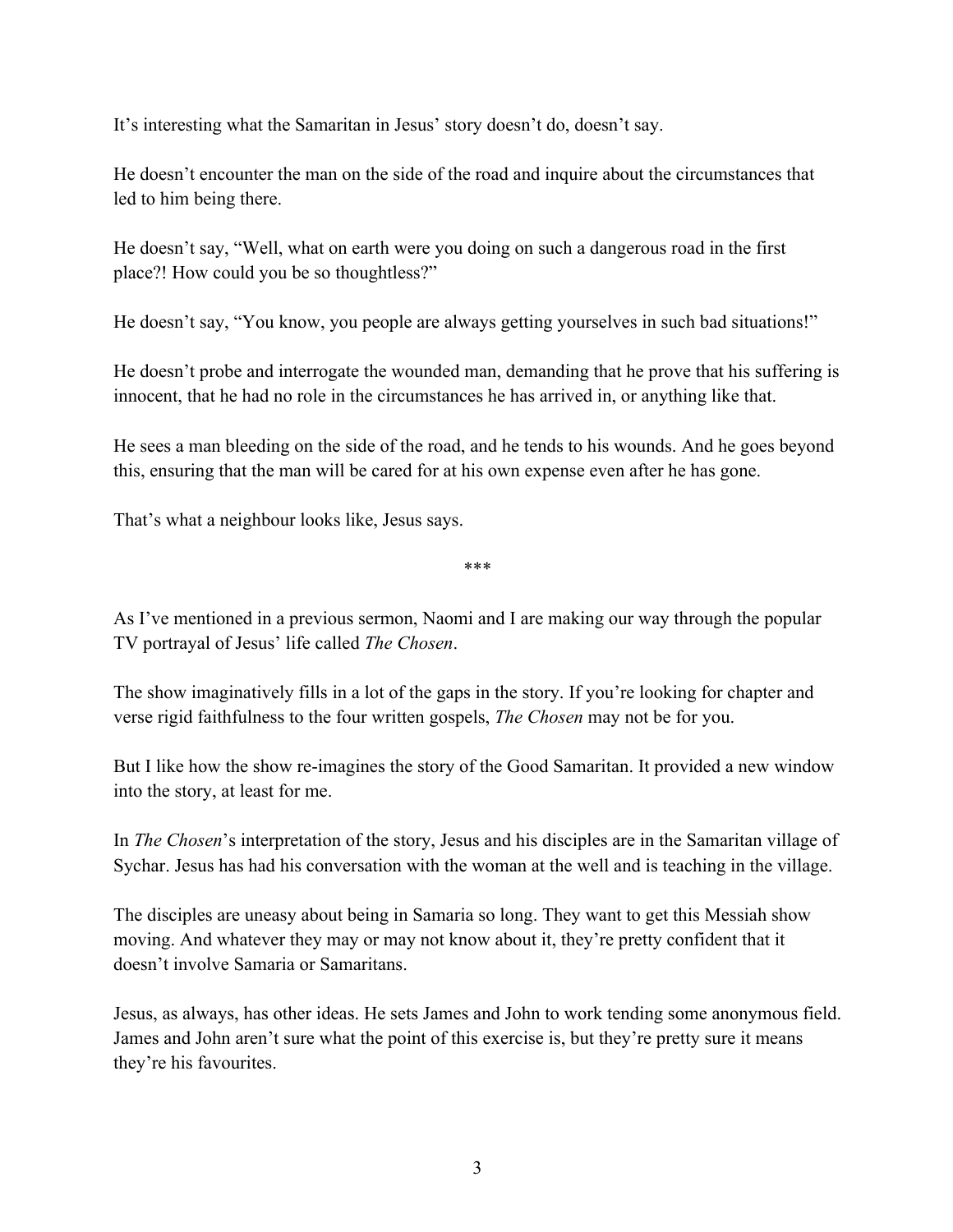It's interesting what the Samaritan in Jesus' story doesn't do, doesn't say.

He doesn't encounter the man on the side of the road and inquire about the circumstances that led to him being there.

He doesn't say, "Well, what on earth were you doing on such a dangerous road in the first place?! How could you be so thoughtless?"

He doesn't say, "You know, you people are always getting yourselves in such bad situations!"

He doesn't probe and interrogate the wounded man, demanding that he prove that his suffering is innocent, that he had no role in the circumstances he has arrived in, or anything like that.

He sees a man bleeding on the side of the road, and he tends to his wounds. And he goes beyond this, ensuring that the man will be cared for at his own expense even after he has gone.

That's what a neighbour looks like, Jesus says.

***

As I've mentioned in a previous sermon, Naomi and I are making our way through the popular TV portrayal of Jesus' life called *The Chosen*.

The show imaginatively fills in a lot of the gaps in the story. If you're looking for chapter and verse rigid faithfulness to the four written gospels, *The Chosen* may not be for you.

But I like how the show re-imagines the story of the Good Samaritan. It provided a new window into the story, at least for me.

In *The Chosen*'s interpretation of the story, Jesus and his disciples are in the Samaritan village of Sychar. Jesus has had his conversation with the woman at the well and is teaching in the village.

The disciples are uneasy about being in Samaria so long. They want to get this Messiah show moving. And whatever they may or may not know about it, they're pretty confident that it doesn't involve Samaria or Samaritans.

Jesus, as always, has other ideas. He sets James and John to work tending some anonymous field. James and John aren't sure what the point of this exercise is, but they're pretty sure it means they're his favourites.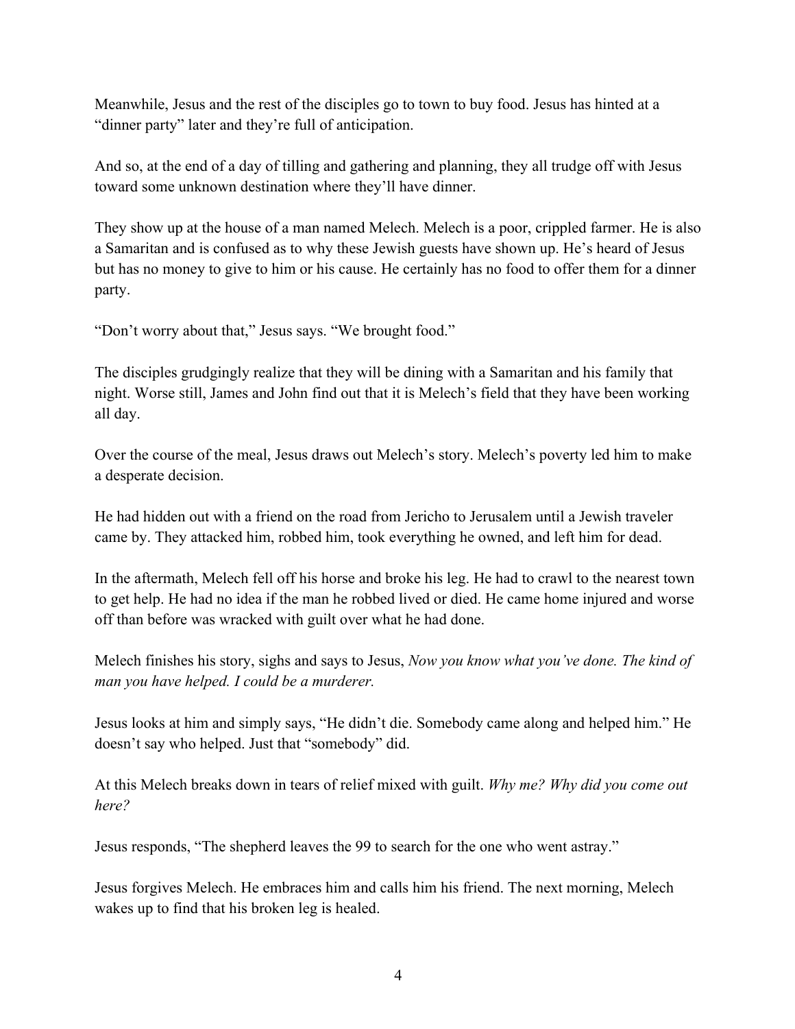Meanwhile, Jesus and the rest of the disciples go to town to buy food. Jesus has hinted at a "dinner party" later and they're full of anticipation.

And so, at the end of a day of tilling and gathering and planning, they all trudge off with Jesus toward some unknown destination where they'll have dinner.

They show up at the house of a man named Melech. Melech is a poor, crippled farmer. He is also a Samaritan and is confused as to why these Jewish guests have shown up. He's heard of Jesus but has no money to give to him or his cause. He certainly has no food to offer them for a dinner party.

"Don't worry about that," Jesus says. "We brought food."

The disciples grudgingly realize that they will be dining with a Samaritan and his family that night. Worse still, James and John find out that it is Melech's field that they have been working all day.

Over the course of the meal, Jesus draws out Melech's story. Melech's poverty led him to make a desperate decision.

He had hidden out with a friend on the road from Jericho to Jerusalem until a Jewish traveler came by. They attacked him, robbed him, took everything he owned, and left him for dead.

In the aftermath, Melech fell off his horse and broke his leg. He had to crawl to the nearest town to get help. He had no idea if the man he robbed lived or died. He came home injured and worse off than before was wracked with guilt over what he had done.

Melech finishes his story, sighs and says to Jesus, *Now you know what you've done. The kind of man you have helped. I could be a murderer.*

Jesus looks at him and simply says, "He didn't die. Somebody came along and helped him." He doesn't say who helped. Just that "somebody" did.

At this Melech breaks down in tears of relief mixed with guilt. *Why me? Why did you come out here?*

Jesus responds, "The shepherd leaves the 99 to search for the one who went astray."

Jesus forgives Melech. He embraces him and calls him his friend. The next morning, Melech wakes up to find that his broken leg is healed.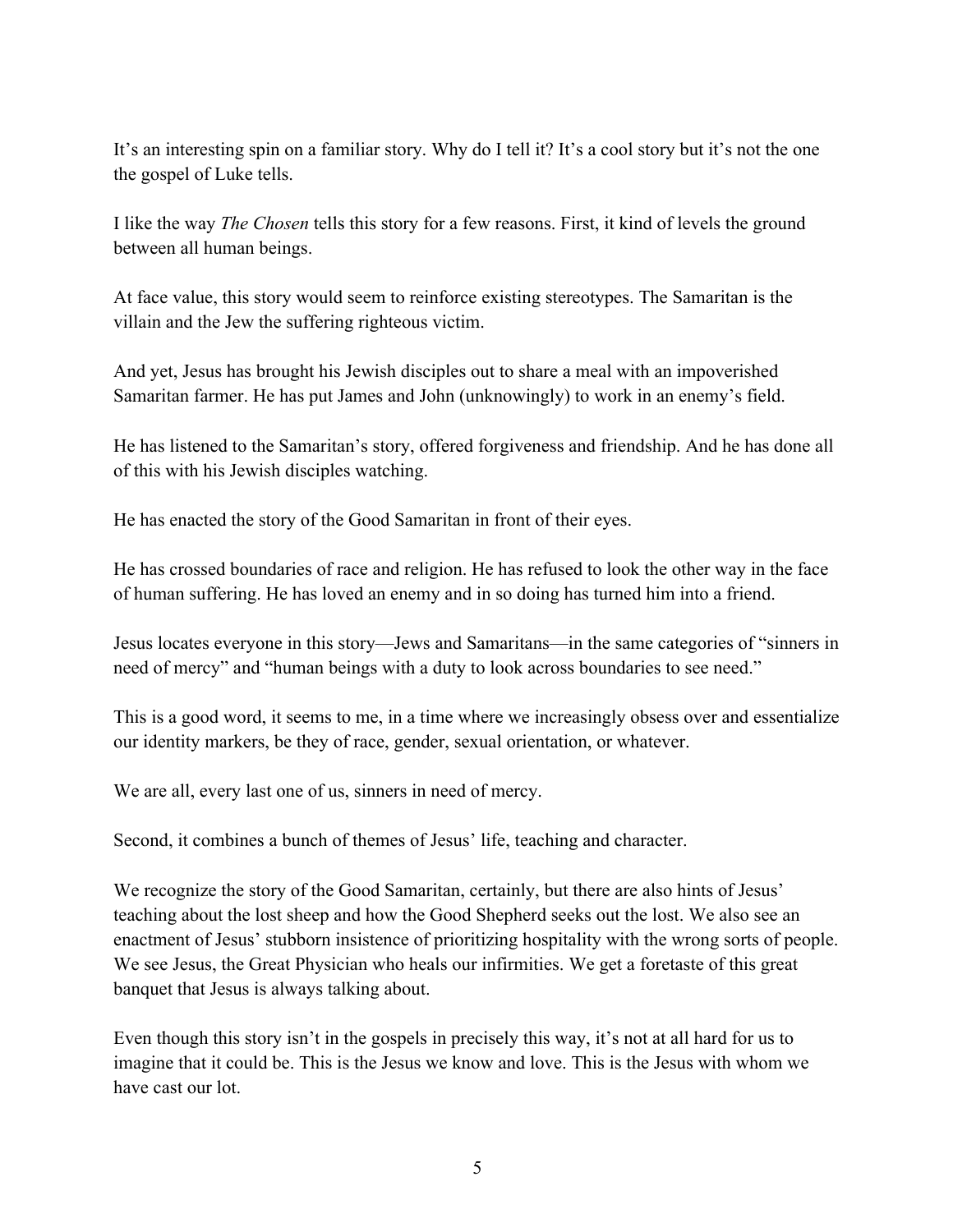It's an interesting spin on a familiar story. Why do I tell it? It's a cool story but it's not the one the gospel of Luke tells.

I like the way *The Chosen* tells this story for a few reasons. First, it kind of levels the ground between all human beings.

At face value, this story would seem to reinforce existing stereotypes. The Samaritan is the villain and the Jew the suffering righteous victim.

And yet, Jesus has brought his Jewish disciples out to share a meal with an impoverished Samaritan farmer. He has put James and John (unknowingly) to work in an enemy's field.

He has listened to the Samaritan's story, offered forgiveness and friendship. And he has done all of this with his Jewish disciples watching.

He has enacted the story of the Good Samaritan in front of their eyes.

He has crossed boundaries of race and religion. He has refused to look the other way in the face of human suffering. He has loved an enemy and in so doing has turned him into a friend.

Jesus locates everyone in this story—Jews and Samaritans—in the same categories of "sinners in need of mercy" and "human beings with a duty to look across boundaries to see need."

This is a good word, it seems to me, in a time where we increasingly obsess over and essentialize our identity markers, be they of race, gender, sexual orientation, or whatever.

We are all, every last one of us, sinners in need of mercy.

Second, it combines a bunch of themes of Jesus' life, teaching and character.

We recognize the story of the Good Samaritan, certainly, but there are also hints of Jesus' teaching about the lost sheep and how the Good Shepherd seeks out the lost. We also see an enactment of Jesus' stubborn insistence of prioritizing hospitality with the wrong sorts of people. We see Jesus, the Great Physician who heals our infirmities. We get a foretaste of this great banquet that Jesus is always talking about.

Even though this story isn't in the gospels in precisely this way, it's not at all hard for us to imagine that it could be. This is the Jesus we know and love. This is the Jesus with whom we have cast our lot.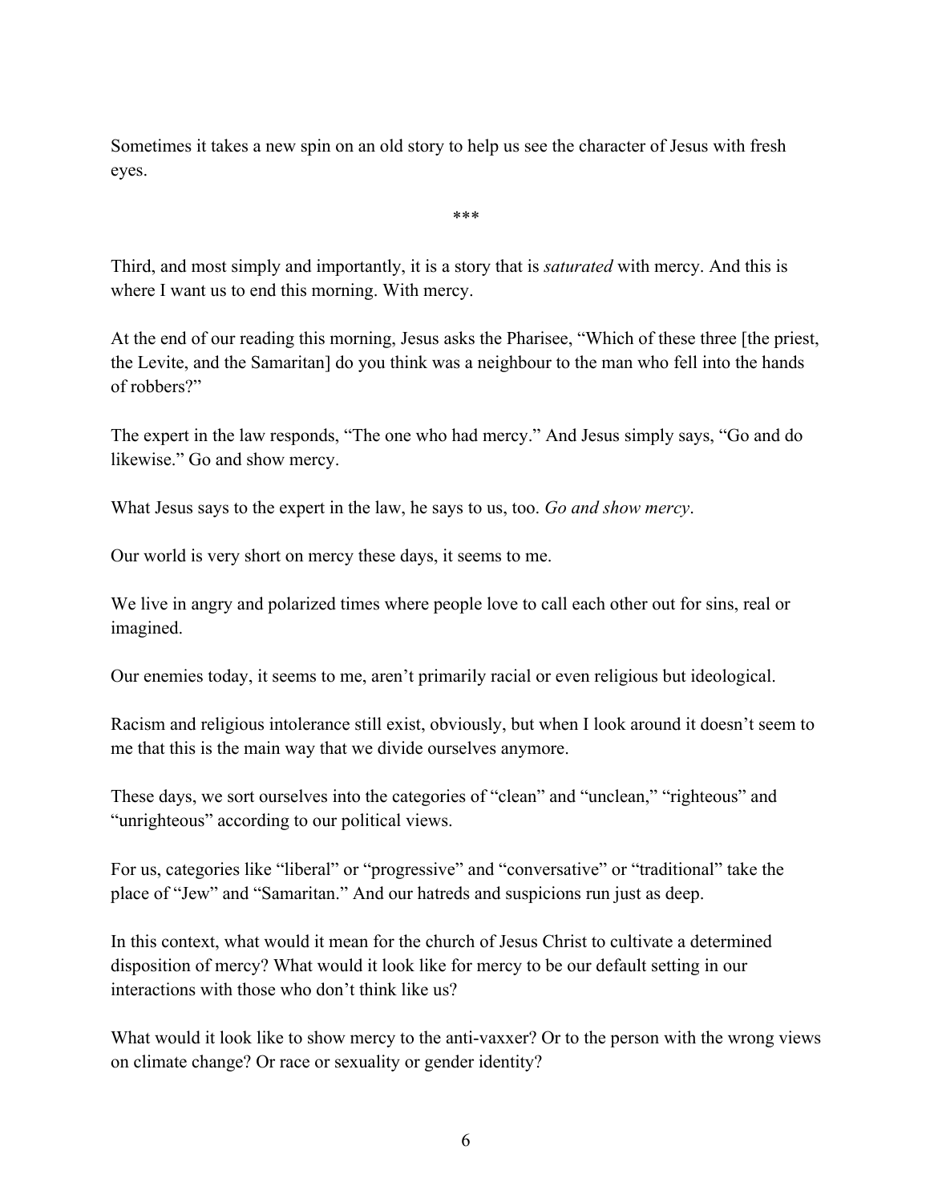Sometimes it takes a new spin on an old story to help us see the character of Jesus with fresh eyes.

***

Third, and most simply and importantly, it is a story that is *saturated* with mercy. And this is where I want us to end this morning. With mercy.

At the end of our reading this morning, Jesus asks the Pharisee, "Which of these three [the priest, the Levite, and the Samaritan] do you think was a neighbour to the man who fell into the hands of robbers?"

The expert in the law responds, "The one who had mercy." And Jesus simply says, "Go and do likewise." Go and show mercy.

What Jesus says to the expert in the law, he says to us, too. *Go and show mercy*.

Our world is very short on mercy these days, it seems to me.

We live in angry and polarized times where people love to call each other out for sins, real or imagined.

Our enemies today, it seems to me, aren't primarily racial or even religious but ideological.

Racism and religious intolerance still exist, obviously, but when I look around it doesn't seem to me that this is the main way that we divide ourselves anymore.

These days, we sort ourselves into the categories of "clean" and "unclean," "righteous" and "unrighteous" according to our political views.

For us, categories like "liberal" or "progressive" and "conversative" or "traditional" take the place of "Jew" and "Samaritan." And our hatreds and suspicions run just as deep.

In this context, what would it mean for the church of Jesus Christ to cultivate a determined disposition of mercy? What would it look like for mercy to be our default setting in our interactions with those who don't think like us?

What would it look like to show mercy to the anti-vaxxer? Or to the person with the wrong views on climate change? Or race or sexuality or gender identity?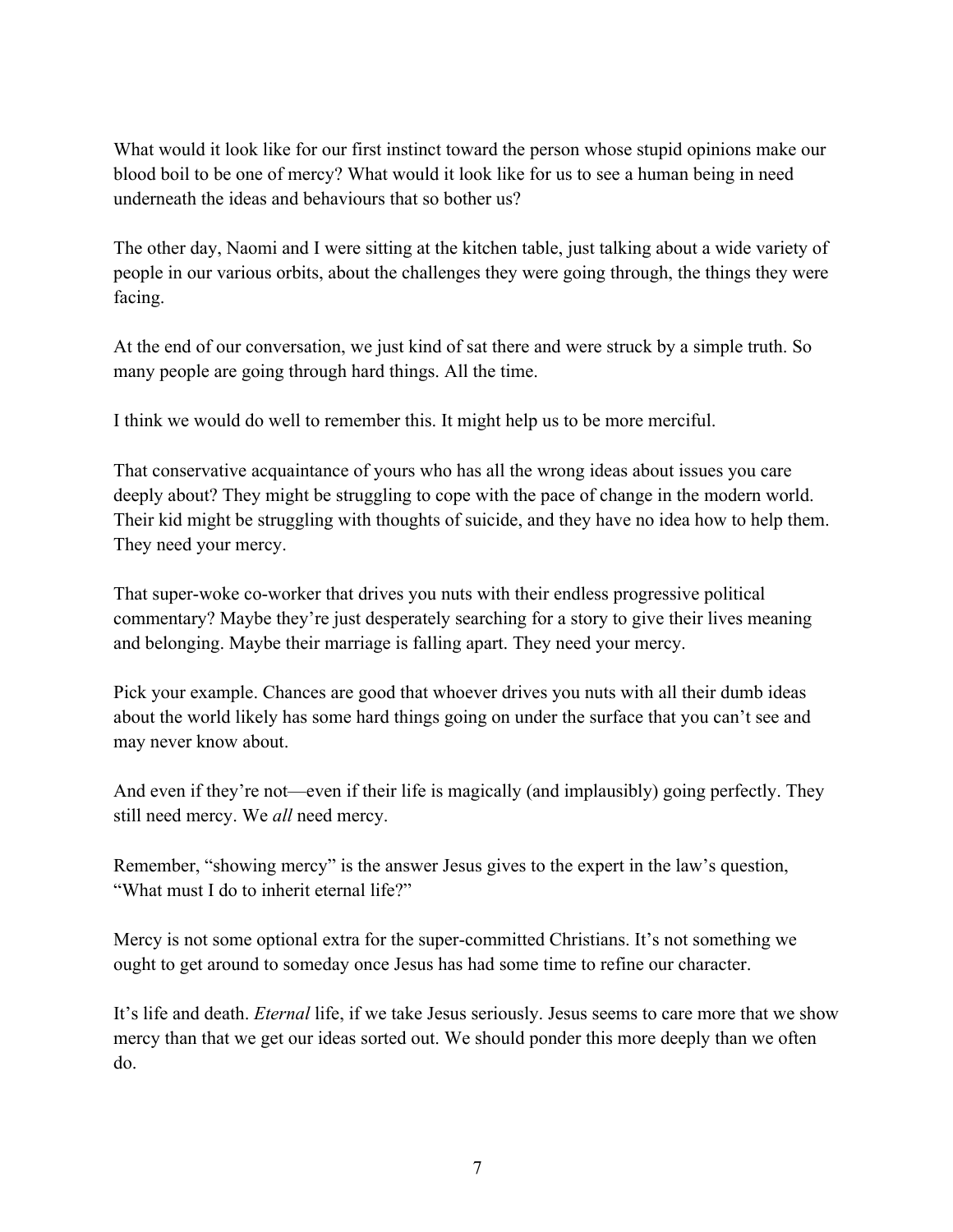What would it look like for our first instinct toward the person whose stupid opinions make our blood boil to be one of mercy? What would it look like for us to see a human being in need underneath the ideas and behaviours that so bother us?

The other day, Naomi and I were sitting at the kitchen table, just talking about a wide variety of people in our various orbits, about the challenges they were going through, the things they were facing.

At the end of our conversation, we just kind of sat there and were struck by a simple truth. So many people are going through hard things. All the time.

I think we would do well to remember this. It might help us to be more merciful.

That conservative acquaintance of yours who has all the wrong ideas about issues you care deeply about? They might be struggling to cope with the pace of change in the modern world. Their kid might be struggling with thoughts of suicide, and they have no idea how to help them. They need your mercy.

That super-woke co-worker that drives you nuts with their endless progressive political commentary? Maybe they're just desperately searching for a story to give their lives meaning and belonging. Maybe their marriage is falling apart. They need your mercy.

Pick your example. Chances are good that whoever drives you nuts with all their dumb ideas about the world likely has some hard things going on under the surface that you can't see and may never know about.

And even if they're not—even if their life is magically (and implausibly) going perfectly. They still need mercy. We *all* need mercy.

Remember, "showing mercy" is the answer Jesus gives to the expert in the law's question, "What must I do to inherit eternal life?"

Mercy is not some optional extra for the super-committed Christians. It's not something we ought to get around to someday once Jesus has had some time to refine our character.

It's life and death. *Eternal* life, if we take Jesus seriously. Jesus seems to care more that we show mercy than that we get our ideas sorted out. We should ponder this more deeply than we often do.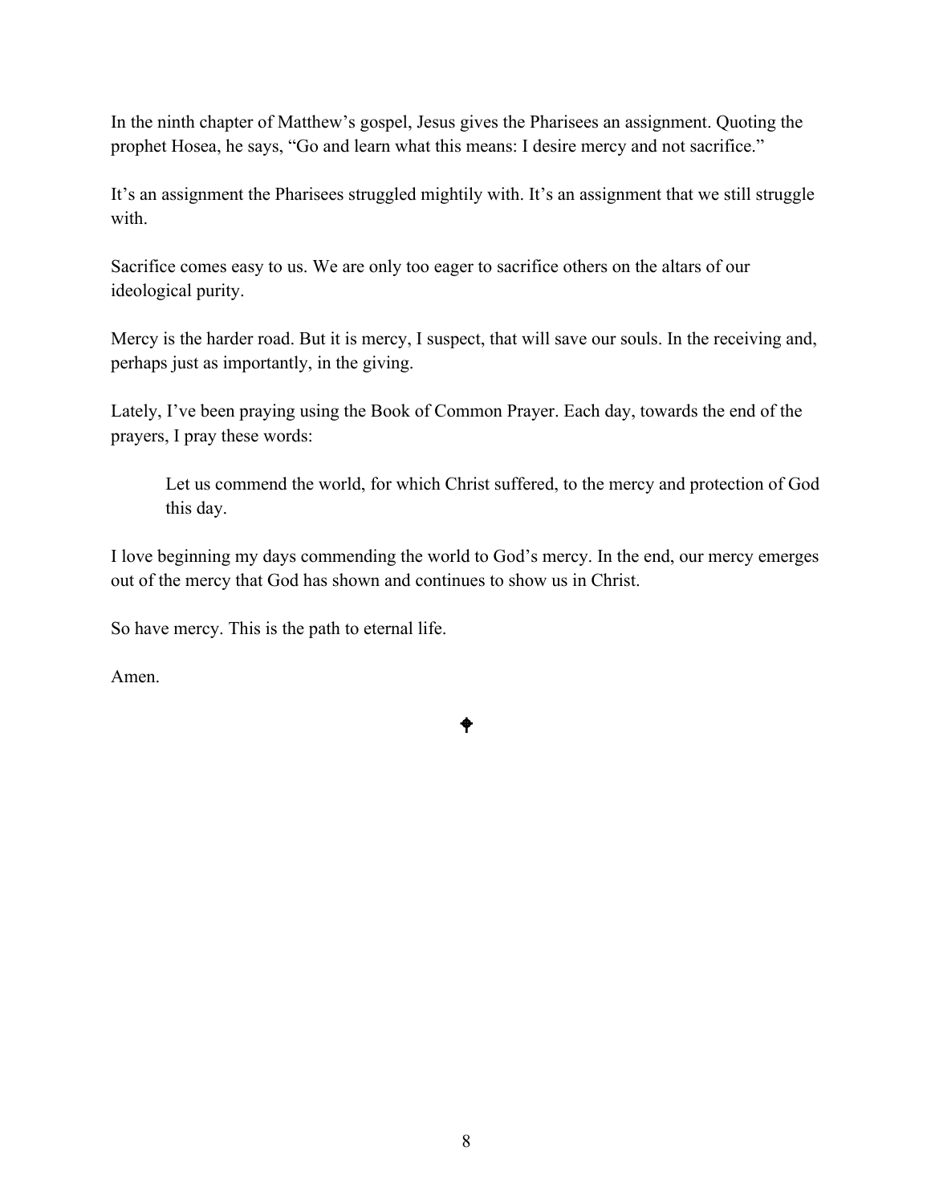In the ninth chapter of Matthew's gospel, Jesus gives the Pharisees an assignment. Quoting the prophet Hosea, he says, "Go and learn what this means: I desire mercy and not sacrifice."

It's an assignment the Pharisees struggled mightily with. It's an assignment that we still struggle with.

Sacrifice comes easy to us. We are only too eager to sacrifice others on the altars of our ideological purity.

Mercy is the harder road. But it is mercy, I suspect, that will save our souls. In the receiving and, perhaps just as importantly, in the giving.

Lately, I've been praying using the Book of Common Prayer. Each day, towards the end of the prayers, I pray these words:

> Let us commend the world, for which Christ suffered, to the mercy and protection of God this day.

I love beginning my days commending the world to God's mercy. In the end, our mercy emerges out of the mercy that God has shown and continues to show us in Christ.

So have mercy. This is the path to eternal life.

Amen.

✠